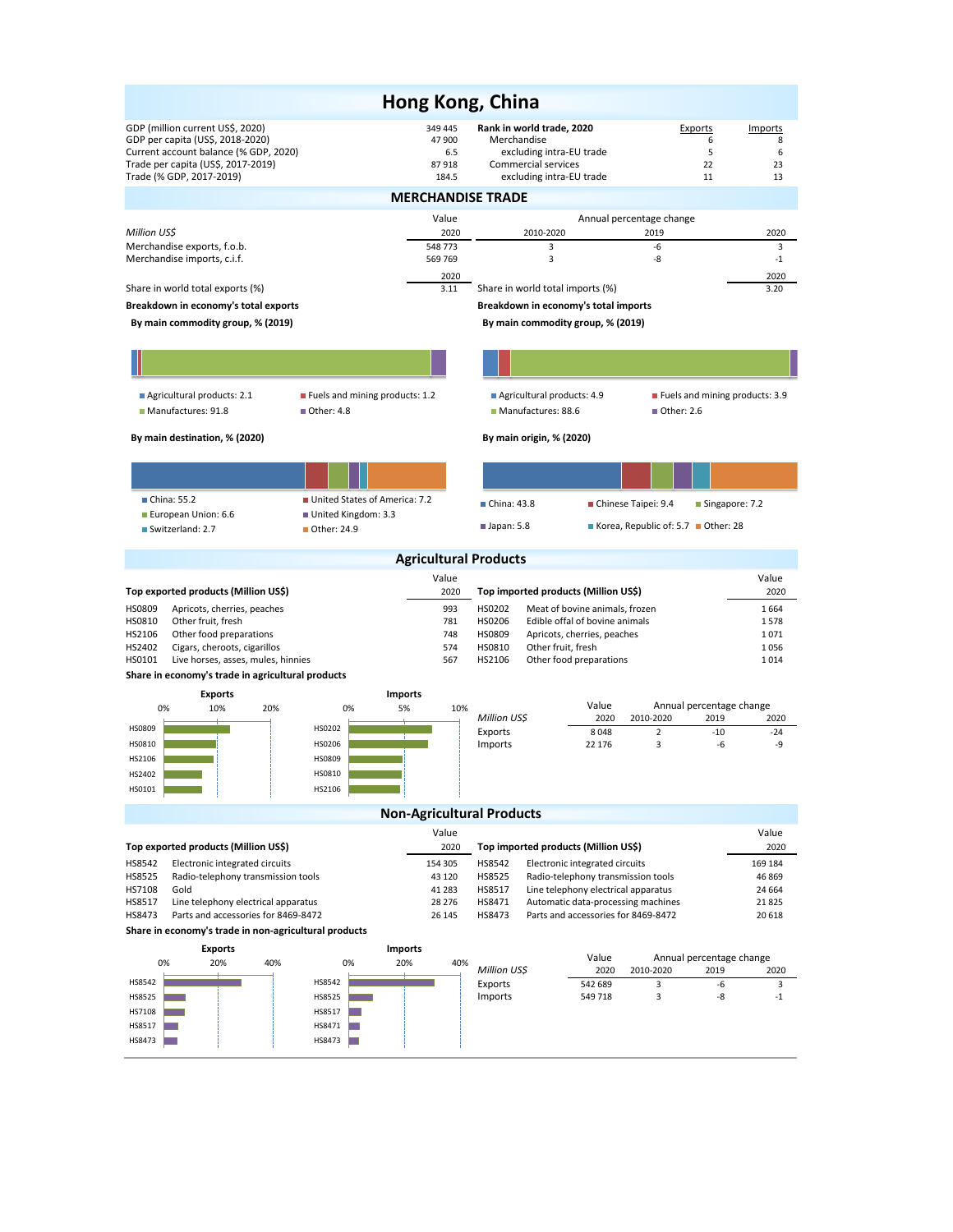# Hong Kong, China

| | | Rank in world trade, 2020 | Exports | Imports |
|---|---|---|---|---|
| GDP (million current US$, 2020) | 349 445 | Merchandise | 6 | 8 |
| GDP per capita (US$, 2018-2020) | 47 900 | excluding intra-EU trade | 5 | 6 |
| Current account balance (% GDP, 2020) | 6.5 | Commercial services | 22 | 23 |
| Trade per capita (US$, 2017-2019) | 87 918 | excluding intra-EU trade | 11 | 13 |
| Trade (% GDP, 2017-2019) | 184.5 | | | |

## MERCHANDISE TRADE

| Million US$ | Value 2020 | Annual percentage change 2010-2020 | 2019 | 2020 |
|---|---|---|---|---|
| Merchandise exports, f.o.b. | 548 773 | 3 | -6 | 3 |
| Merchandise imports, c.i.f. | 569 769 | 3 | -8 | -1 |

| | 2020 | | 2020 |
|---|---|---|---|
| Share in world total exports (%) | 3.11 | Share in world total imports (%) | 3.20 |

**Breakdown in economy's total exports**

**By main commodity group, % (2019)**

- Agricultural products: 2.1
- Fuels and mining products: 1.2
- Manufactures: 91.8
- Other: 4.8

**By main destination, % (2020)**

- China: 55.2
- United States of America: 7.2
- European Union: 6.6
- United Kingdom: 3.3
- Switzerland: 2.7
- Other: 24.9

**Breakdown in economy's total imports**

**By main commodity group, % (2019)**

- Agricultural products: 4.9
- Fuels and mining products: 3.9
- Manufactures: 88.6
- Other: 2.6

**By main origin, % (2020)**

- China: 43.8
- Chinese Taipei: 9.4
- Singapore: 7.2
- Japan: 5.8
- Korea, Republic of: 5.7
- Other: 28

## Agricultural Products

**Top exported products (Million US$)**

| Code | Product | Value 2020 |
|---|---|---|
| HS0809 | Apricots, cherries, peaches | 993 |
| HS0810 | Other fruit, fresh | 781 |
| HS2106 | Other food preparations | 748 |
| HS2402 | Cigars, cheroots, cigarillos | 574 |
| HS0101 | Live horses, asses, mules, hinnies | 567 |

**Top imported products (Million US$)**

| Code | Product | Value 2020 |
|---|---|---|
| HS0202 | Meat of bovine animals, frozen | 1 664 |
| HS0206 | Edible offal of bovine animals | 1 578 |
| HS0809 | Apricots, cherries, peaches | 1 071 |
| HS0810 | Other fruit, fresh | 1 056 |
| HS2106 | Other food preparations | 1 014 |

**Share in economy's trade in agricultural products**

| Million US$ | Value 2020 | Annual percentage change 2010-2020 | 2019 | 2020 |
|---|---|---|---|---|
| Exports | 8 048 | 2 | -10 | -24 |
| Imports | 22 176 | 3 | -6 | -9 |

## Non-Agricultural Products

**Top exported products (Million US$)**

| Code | Product | Value 2020 |
|---|---|---|
| HS8542 | Electronic integrated circuits | 154 305 |
| HS8525 | Radio-telephony transmission tools | 43 120 |
| HS7108 | Gold | 41 283 |
| HS8517 | Line telephony electrical apparatus | 28 276 |
| HS8473 | Parts and accessories for 8469-8472 | 26 145 |

**Top imported products (Million US$)**

| Code | Product | Value 2020 |
|---|---|---|
| HS8542 | Electronic integrated circuits | 169 184 |
| HS8525 | Radio-telephony transmission tools | 46 869 |
| HS8517 | Line telephony electrical apparatus | 24 664 |
| HS8471 | Automatic data-processing machines | 21 825 |
| HS8473 | Parts and accessories for 8469-8472 | 20 618 |

**Share in economy's trade in non-agricultural products**

| Million US$ | Value 2020 | Annual percentage change 2010-2020 | 2019 | 2020 |
|---|---|---|---|---|
| Exports | 542 689 | 3 | -6 | 3 |
| Imports | 549 718 | 3 | -8 | -1 |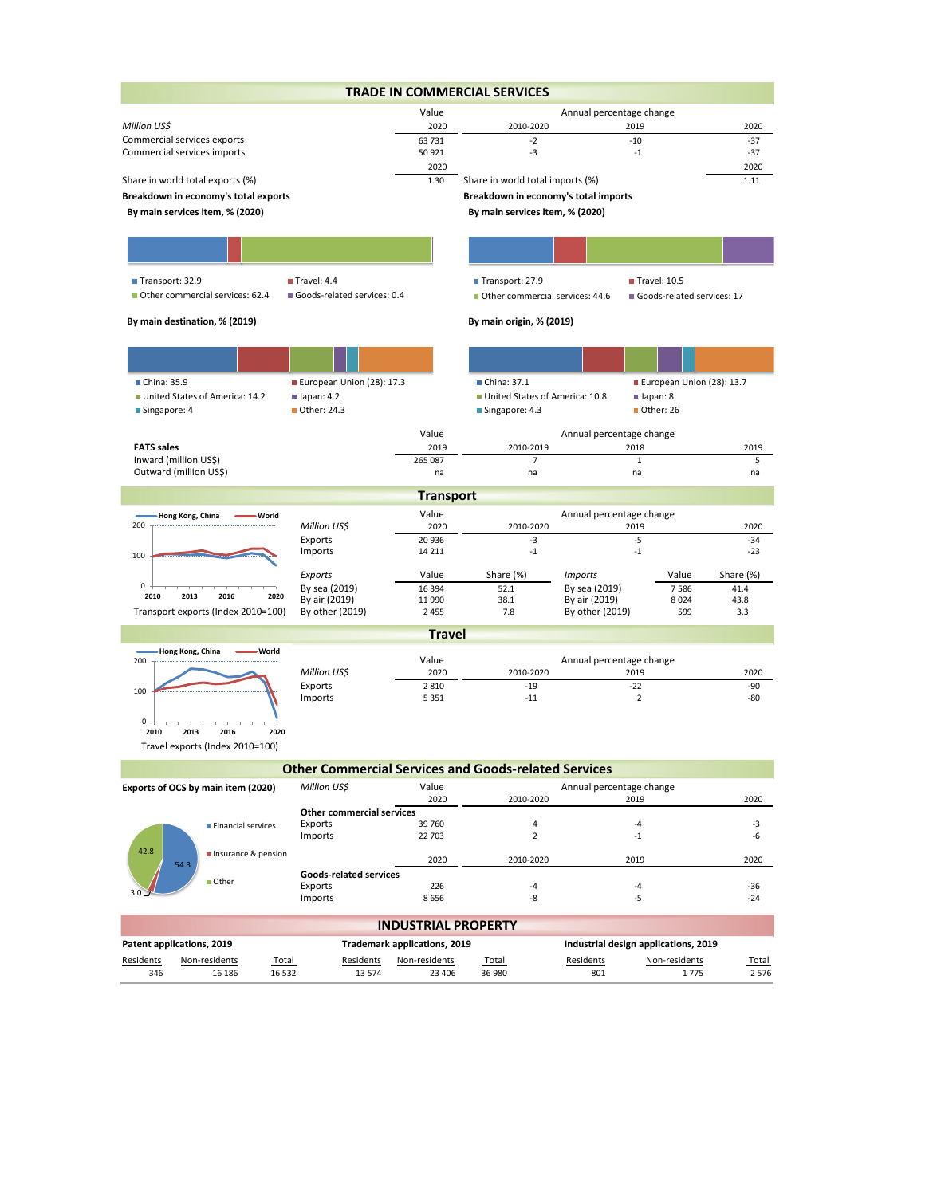## TRADE IN COMMERCIAL SERVICES

| Million US$ | Value 2020 | Annual percentage change 2010-2020 | 2019 | 2020 |
|---|---|---|---|---|
| Commercial services exports | 63 731 | -2 | -10 | -37 |
| Commercial services imports | 50 921 | -3 | -1 | -37 |

| | 2020 | | 2020 |
|---|---|---|---|
| Share in world total exports (%) | 1.30 | Share in world total imports (%) | 1.11 |

**Breakdown in economy's total exports**

**By main services item, % (2020)**

Transport: 32.9
Travel: 4.4
Other commercial services: 62.4
Goods-related services: 0.4

**Breakdown in economy's total imports**

**By main services item, % (2020)**

Transport: 27.9
Travel: 10.5
Other commercial services: 44.6
Goods-related services: 17

**By main destination, % (2019)**

China: 35.9
European Union (28): 17.3
United States of America: 14.2
Japan: 4.2
Singapore: 4
Other: 24.3

**By main origin, % (2019)**

China: 37.1
European Union (28): 13.7
United States of America: 10.8
Japan: 8
Singapore: 4.3
Other: 26

| **FATS sales** | Value 2019 | Annual percentage change 2010-2019 | 2018 | 2019 |
|---|---|---|---|---|
| Inward (million US$) | 265 087 | 7 | 1 | 5 |
| Outward (million US$) | na | na | na | na |

## Transport

Hong Kong, China
World
200
100
0
2010
2013
2016
2020
Transport exports (Index 2010=100)

| Million US$ | Value 2020 | Annual percentage change 2010-2020 | 2019 | 2020 |
|---|---|---|---|---|
| Exports | 20 936 | -3 | -5 | -34 |
| Imports | 14 211 | -1 | -1 | -23 |

| Exports | Value | Share (%) | Imports | Value | Share (%) |
|---|---|---|---|---|---|
| By sea (2019) | 16 394 | 52.1 | By sea (2019) | 7 586 | 41.4 |
| By air (2019) | 11 990 | 38.1 | By air (2019) | 8 024 | 43.8 |
| By other (2019) | 2 455 | 7.8 | By other (2019) | 599 | 3.3 |

## Travel

Hong Kong, China
World
200
100
0
2010
2013
2016
2020
Travel exports (Index 2010=100)

| Million US$ | Value 2020 | Annual percentage change 2010-2020 | 2019 | 2020 |
|---|---|---|---|---|
| Exports | 2 810 | -19 | -22 | -90 |
| Imports | 5 351 | -11 | 2 | -80 |

## Other Commercial Services and Goods-related Services

**Exports of OCS by main item (2020)**

Financial services
Insurance & pension
Other
54.3
42.8
3.0

| Million US$ | Value 2020 | Annual percentage change 2010-2020 | 2019 | 2020 |
|---|---|---|---|---|
| **Other commercial services** | | | | |
| Exports | 39 760 | 4 | -4 | -3 |
| Imports | 22 703 | 2 | -1 | -6 |
| | 2020 | 2010-2020 | 2019 | 2020 |
| **Goods-related services** | | | | |
| Exports | 226 | -4 | -4 | -36 |
| Imports | 8 656 | -8 | -5 | -24 |

## INDUSTRIAL PROPERTY

| Patent applications, 2019 | | | Trademark applications, 2019 | | | Industrial design applications, 2019 | | |
|---|---|---|---|---|---|---|---|---|
| Residents | Non-residents | Total | Residents | Non-residents | Total | Residents | Non-residents | Total |
| 346 | 16 186 | 16 532 | 13 574 | 23 406 | 36 980 | 801 | 1 775 | 2 576 |